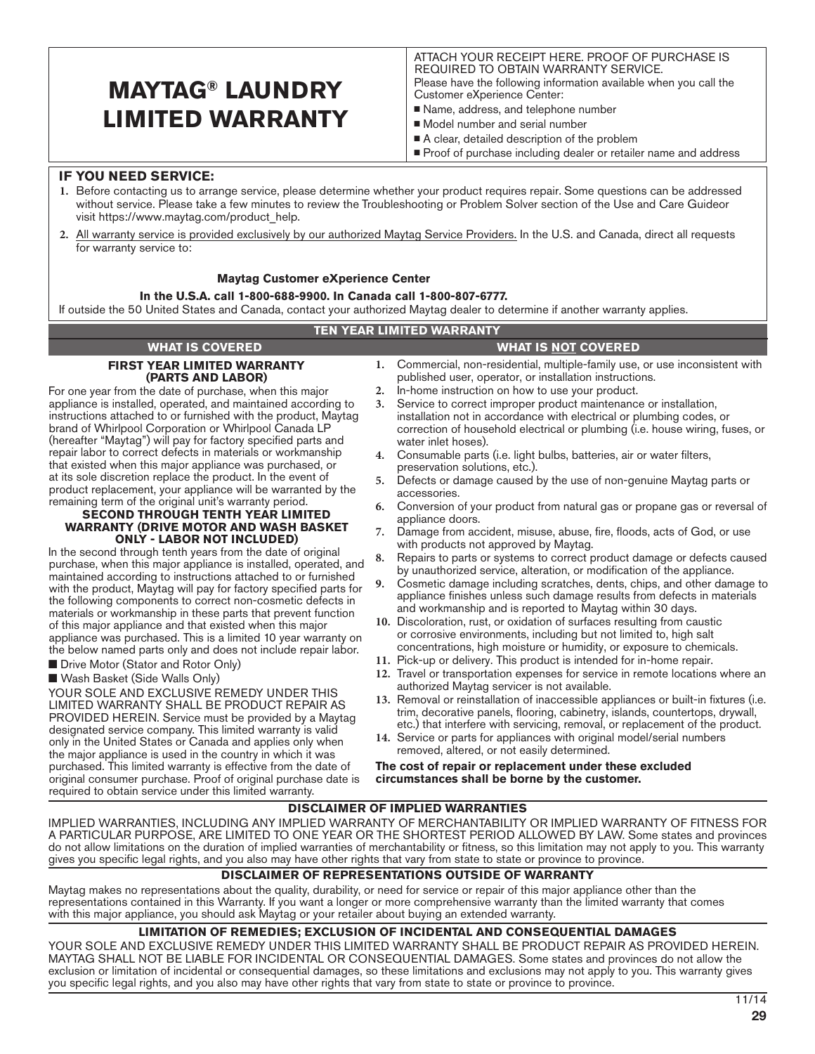# MAYTAG® LAUNDRY LIMITED WARRANTY

ATTACH YOUR RECEIPT HERE. PROOF OF PURCHASE IS REQUIRED TO OBTAIN WARRANTY SERVICE.

Please have the following information available when you call the Customer eXperience Center:

- Name, address, and telephone number
- Model number and serial number
- A clear, detailed description of the problem
- Proof of purchase including dealer or retailer name and address

## IF YOU NEED SERVICE:

1. Before contacting us to arrange service, please determine whether your product requires repair. Some questions can be addressed without service. Please take a few minutes to review the Troubleshooting or Problem Solver section of the Use and Care Guideor visit https://www.maytag.com/product_help.
2. All warranty service is provided exclusively by our authorized Maytag Service Providers. In the U.S. and Canada, direct all requests for warranty service to:

**Maytag Customer eXperience Center**

**In the U.S.A. call 1-800-688-9900. In Canada call 1-800-807-6777.**

If outside the 50 United States and Canada, contact your authorized Maytag dealer to determine if another warranty applies.

## TEN YEAR LIMITED WARRANTY

### WHAT IS COVERED

**FIRST YEAR LIMITED WARRANTY (PARTS AND LABOR)**

For one year from the date of purchase, when this major appliance is installed, operated, and maintained according to instructions attached to or furnished with the product, Maytag brand of Whirlpool Corporation or Whirlpool Canada LP (hereafter "Maytag") will pay for factory specified parts and repair labor to correct defects in materials or workmanship that existed when this major appliance was purchased, or at its sole discretion replace the product. In the event of product replacement, your appliance will be warranted by the remaining term of the original unit's warranty period.

**SECOND THROUGH TENTH YEAR LIMITED WARRANTY (DRIVE MOTOR AND WASH BASKET ONLY - LABOR NOT INCLUDED)**

In the second through tenth years from the date of original purchase, when this major appliance is installed, operated, and maintained according to instructions attached to or furnished with the product, Maytag will pay for factory specified parts for the following components to correct non-cosmetic defects in materials or workmanship in these parts that prevent function of this major appliance and that existed when this major appliance was purchased. This is a limited 10 year warranty on the below named parts only and does not include repair labor.

- Drive Motor (Stator and Rotor Only)
- Wash Basket (Side Walls Only)

YOUR SOLE AND EXCLUSIVE REMEDY UNDER THIS LIMITED WARRANTY SHALL BE PRODUCT REPAIR AS PROVIDED HEREIN. Service must be provided by a Maytag designated service company. This limited warranty is valid only in the United States or Canada and applies only when the major appliance is used in the country in which it was purchased. This limited warranty is effective from the date of original consumer purchase. Proof of original purchase date is required to obtain service under this limited warranty.

### WHAT IS NOT COVERED

1. Commercial, non-residential, multiple-family use, or use inconsistent with published user, operator, or installation instructions.
2. In-home instruction on how to use your product.
3. Service to correct improper product maintenance or installation, installation not in accordance with electrical or plumbing codes, or correction of household electrical or plumbing (i.e. house wiring, fuses, or water inlet hoses).
4. Consumable parts (i.e. light bulbs, batteries, air or water filters, preservation solutions, etc.).
5. Defects or damage caused by the use of non-genuine Maytag parts or accessories.
6. Conversion of your product from natural gas or propane gas or reversal of appliance doors.
7. Damage from accident, misuse, abuse, fire, floods, acts of God, or use with products not approved by Maytag.
8. Repairs to parts or systems to correct product damage or defects caused by unauthorized service, alteration, or modification of the appliance.
9. Cosmetic damage including scratches, dents, chips, and other damage to appliance finishes unless such damage results from defects in materials and workmanship and is reported to Maytag within 30 days.
10. Discoloration, rust, or oxidation of surfaces resulting from caustic or corrosive environments, including but not limited to, high salt concentrations, high moisture or humidity, or exposure to chemicals.
11. Pick-up or delivery. This product is intended for in-home repair.
12. Travel or transportation expenses for service in remote locations where an authorized Maytag servicer is not available.
13. Removal or reinstallation of inaccessible appliances or built-in fixtures (i.e. trim, decorative panels, flooring, cabinetry, islands, countertops, drywall, etc.) that interfere with servicing, removal, or replacement of the product.
14. Service or parts for appliances with original model/serial numbers removed, altered, or not easily determined.

**The cost of repair or replacement under these excluded circumstances shall be borne by the customer.**

## DISCLAIMER OF IMPLIED WARRANTIES

IMPLIED WARRANTIES, INCLUDING ANY IMPLIED WARRANTY OF MERCHANTABILITY OR IMPLIED WARRANTY OF FITNESS FOR A PARTICULAR PURPOSE, ARE LIMITED TO ONE YEAR OR THE SHORTEST PERIOD ALLOWED BY LAW. Some states and provinces do not allow limitations on the duration of implied warranties of merchantability or fitness, so this limitation may not apply to you. This warranty gives you specific legal rights, and you also may have other rights that vary from state to state or province to province.

## DISCLAIMER OF REPRESENTATIONS OUTSIDE OF WARRANTY

Maytag makes no representations about the quality, durability, or need for service or repair of this major appliance other than the representations contained in this Warranty. If you want a longer or more comprehensive warranty than the limited warranty that comes with this major appliance, you should ask Maytag or your retailer about buying an extended warranty.

## LIMITATION OF REMEDIES; EXCLUSION OF INCIDENTAL AND CONSEQUENTIAL DAMAGES

YOUR SOLE AND EXCLUSIVE REMEDY UNDER THIS LIMITED WARRANTY SHALL BE PRODUCT REPAIR AS PROVIDED HEREIN. MAYTAG SHALL NOT BE LIABLE FOR INCIDENTAL OR CONSEQUENTIAL DAMAGES. Some states and provinces do not allow the exclusion or limitation of incidental or consequential damages, so these limitations and exclusions may not apply to you. This warranty gives you specific legal rights, and you also may have other rights that vary from state to state or province to province.

11/14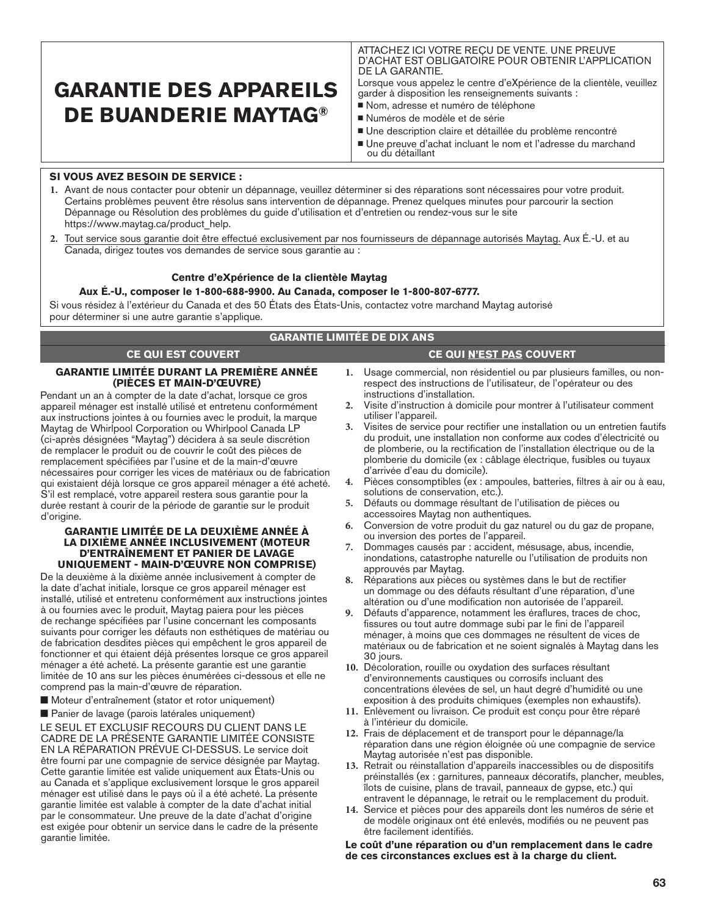# GARANTIE DES APPAREILS DE BUANDERIE MAYTAG®

ATTACHEZ ICI VOTRE REÇU DE VENTE. UNE PREUVE D'ACHAT EST OBLIGATOIRE POUR OBTENIR L'APPLICATION DE LA GARANTIE.

Lorsque vous appelez le centre d'eXpérience de la clientèle, veuillez garder à disposition les renseignements suivants :

- Nom, adresse et numéro de téléphone
- Numéros de modèle et de série
- Une description claire et détaillée du problème rencontré
- Une preuve d'achat incluant le nom et l'adresse du marchand ou du détaillant

**SI VOUS AVEZ BESOIN DE SERVICE :**

1. Avant de nous contacter pour obtenir un dépannage, veuillez déterminer si des réparations sont nécessaires pour votre produit. Certains problèmes peuvent être résolus sans intervention de dépannage. Prenez quelques minutes pour parcourir la section Dépannage ou Résolution des problèmes du guide d'utilisation et d'entretien ou rendez-vous sur le site https://www.maytag.ca/product_help.
2. Tout service sous garantie doit être effectué exclusivement par nos fournisseurs de dépannage autorisés Maytag. Aux É.-U. et au Canada, dirigez toutes vos demandes de service sous garantie au :

**Centre d'eXpérience de la clientèle Maytag**

**Aux É.-U., composer le 1-800-688-9900. Au Canada, composer le 1-800-807-6777.**

Si vous résidez à l'extérieur du Canada et des 50 États des États-Unis, contactez votre marchand Maytag autorisé pour déterminer si une autre garantie s'applique.

## GARANTIE LIMITÉE DE DIX ANS

### CE QUI EST COUVERT

**GARANTIE LIMITÉE DURANT LA PREMIÈRE ANNÉE (PIÈCES ET MAIN-D'ŒUVRE)**

Pendant un an à compter de la date d'achat, lorsque ce gros appareil ménager est installé utilisé et entretenu conformément aux instructions jointes à ou fournies avec le produit, la marque Maytag de Whirlpool Corporation ou Whirlpool Canada LP (ci-après désignées "Maytag") décidera à sa seule discrétion de remplacer le produit ou de couvrir le coût des pièces de remplacement spécifiées par l'usine et de la main-d'œuvre nécessaires pour corriger les vices de matériaux ou de fabrication qui existaient déjà lorsque ce gros appareil ménager a été acheté. S'il est remplacé, votre appareil restera sous garantie pour la durée restant à courir de la période de garantie sur le produit d'origine.

**GARANTIE LIMITÉE DE LA DEUXIÈME ANNÉE À LA DIXIÈME ANNÉE INCLUSIVEMENT (MOTEUR D'ENTRAÎNEMENT ET PANIER DE LAVAGE UNIQUEMENT - MAIN-D'ŒUVRE NON COMPRISE)**

De la deuxième à la dixième année inclusivement à compter de la date d'achat initiale, lorsque ce gros appareil ménager est installé, utilisé et entretenu conformément aux instructions jointes à ou fournies avec le produit, Maytag paiera pour les pièces de rechange spécifiées par l'usine concernant les composants suivants pour corriger les défauts non esthétiques de matériau ou de fabrication desdites pièces qui empêchent le gros appareil de fonctionner et qui étaient déjà présentes lorsque ce gros appareil ménager a été acheté. La présente garantie est une garantie limitée de 10 ans sur les pièces énumérées ci-dessous et elle ne comprend pas la main-d'œuvre de réparation.

- Moteur d'entraînement (stator et rotor uniquement)
- Panier de lavage (parois latérales uniquement)

LE SEUL ET EXCLUSIF RECOURS DU CLIENT DANS LE CADRE DE LA PRÉSENTE GARANTIE LIMITÉE CONSISTE EN LA RÉPARATION PRÉVUE CI-DESSUS. Le service doit être fourni par une compagnie de service désignée par Maytag. Cette garantie limitée est valide uniquement aux États-Unis ou au Canada et s'applique exclusivement lorsque le gros appareil ménager est utilisé dans le pays où il a été acheté. La présente garantie limitée est valable à compter de la date d'achat initial par le consommateur. Une preuve de la date d'achat d'origine est exigée pour obtenir un service dans le cadre de la présente garantie limitée.

### CE QUI N'EST PAS COUVERT

1. Usage commercial, non résidentiel ou par plusieurs familles, ou non-respect des instructions de l'utilisateur, de l'opérateur ou des instructions d'installation.
2. Visite d'instruction à domicile pour montrer à l'utilisateur comment utiliser l'appareil.
3. Visites de service pour rectifier une installation ou un entretien fautifs du produit, une installation non conforme aux codes d'électricité ou de plomberie, ou la rectification de l'installation électrique ou de la plomberie du domicile (ex : câblage électrique, fusibles ou tuyaux d'arrivée d'eau du domicile).
4. Pièces consomptibles (ex : ampoules, batteries, filtres à air ou à eau, solutions de conservation, etc.).
5. Défauts ou dommage résultant de l'utilisation de pièces ou accessoires Maytag non authentiques.
6. Conversion de votre produit du gaz naturel ou du gaz de propane, ou inversion des portes de l'appareil.
7. Dommages causés par : accident, mésusage, abus, incendie, inondations, catastrophe naturelle ou l'utilisation de produits non approuvés par Maytag.
8. Réparations aux pièces ou systèmes dans le but de rectifier un dommage ou des défauts résultant d'une réparation, d'une altération ou d'une modification non autorisée de l'appareil.
9. Défauts d'apparence, notamment les éraflures, traces de choc, fissures ou tout autre dommage subi par le fini de l'appareil ménager, à moins que ces dommages ne résultent de vices de matériaux ou de fabrication et ne soient signalés à Maytag dans les 30 jours.
10. Décoloration, rouille ou oxydation des surfaces résultant d'environnements caustiques ou corrosifs incluant des concentrations élevées de sel, un haut degré d'humidité ou une exposition à des produits chimiques (exemples non exhaustifs).
11. Enlèvement ou livraison. Ce produit est conçu pour être réparé à l'intérieur du domicile.
12. Frais de déplacement et de transport pour le dépannage/la réparation dans une région éloignée où une compagnie de service Maytag autorisée n'est pas disponible.
13. Retrait ou réinstallation d'appareils inaccessibles ou de dispositifs préinstallés (ex : garnitures, panneaux décoratifs, plancher, meubles, îlots de cuisine, plans de travail, panneaux de gypse, etc.) qui entravent le dépannage, le retrait ou le remplacement du produit.
14. Service et pièces pour des appareils dont les numéros de série et de modèle originaux ont été enlevés, modifiés ou ne peuvent pas être facilement identifiés.

**Le coût d'une réparation ou d'un remplacement dans le cadre de ces circonstances exclues est à la charge du client.**